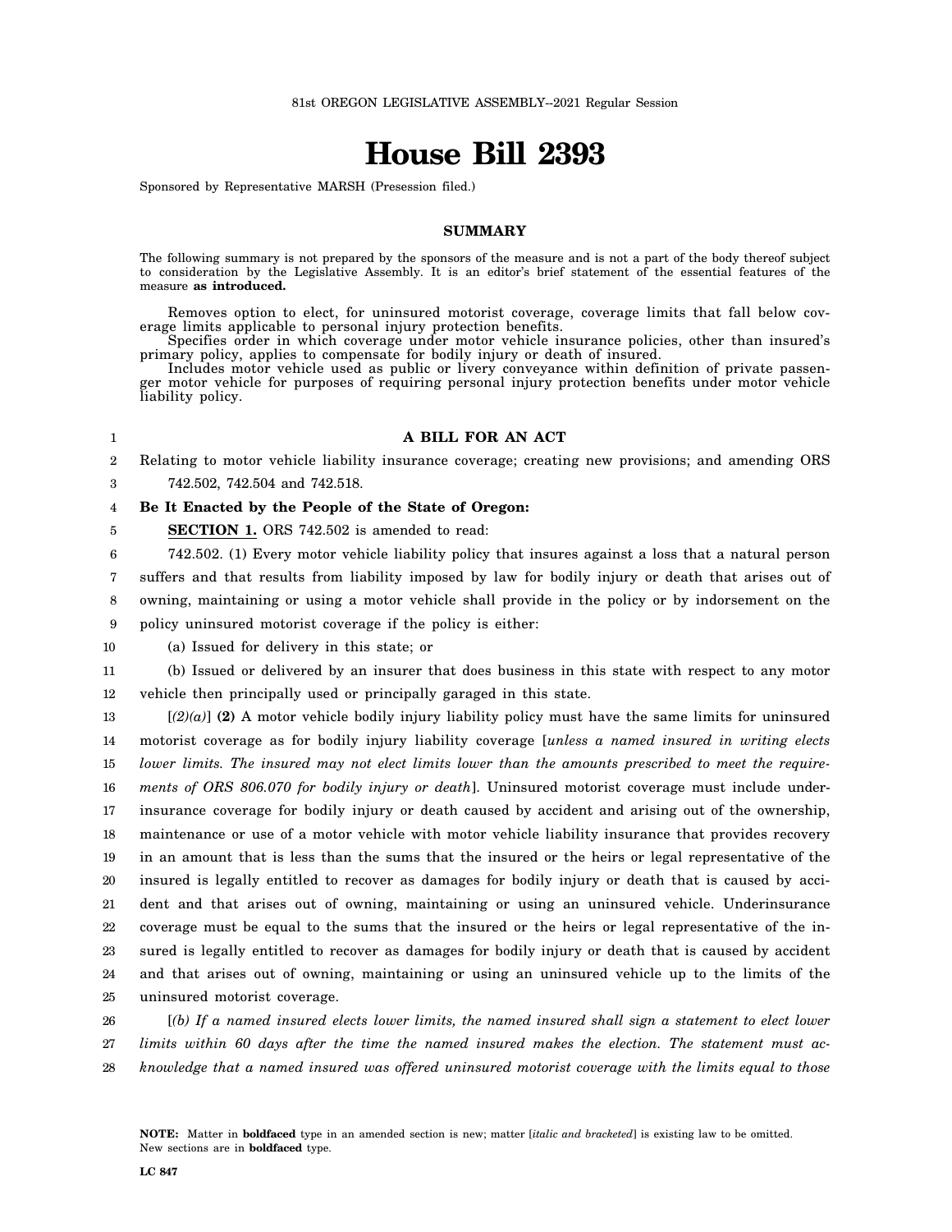81st OREGON LEGISLATIVE ASSEMBLY--2021 Regular Session

# House Bill 2393

Sponsored by Representative MARSH (Presession filed.)

## SUMMARY

The following summary is not prepared by the sponsors of the measure and is not a part of the body thereof subject to consideration by the Legislative Assembly. It is an editor's brief statement of the essential features of the measure **as introduced.**

Removes option to elect, for uninsured motorist coverage, coverage limits that fall below coverage limits applicable to personal injury protection benefits.

Specifies order in which coverage under motor vehicle insurance policies, other than insured's primary policy, applies to compensate for bodily injury or death of insured.

Includes motor vehicle used as public or livery conveyance within definition of private passenger motor vehicle for purposes of requiring personal injury protection benefits under motor vehicle liability policy.

## A BILL FOR AN ACT

Relating to motor vehicle liability insurance coverage; creating new provisions; and amending ORS 742.502, 742.504 and 742.518.

**Be It Enacted by the People of the State of Oregon:**

**SECTION 1.** ORS 742.502 is amended to read:

742.502. (1) Every motor vehicle liability policy that insures against a loss that a natural person suffers and that results from liability imposed by law for bodily injury or death that arises out of owning, maintaining or using a motor vehicle shall provide in the policy or by indorsement on the policy uninsured motorist coverage if the policy is either:

(a) Issued for delivery in this state; or

(b) Issued or delivered by an insurer that does business in this state with respect to any motor vehicle then principally used or principally garaged in this state.

[*(2)(a)*] **(2)** A motor vehicle bodily injury liability policy must have the same limits for uninsured motorist coverage as for bodily injury liability coverage [*unless a named insured in writing elects lower limits. The insured may not elect limits lower than the amounts prescribed to meet the requirements of ORS 806.070 for bodily injury or death*]. Uninsured motorist coverage must include underinsurance coverage for bodily injury or death caused by accident and arising out of the ownership, maintenance or use of a motor vehicle with motor vehicle liability insurance that provides recovery in an amount that is less than the sums that the insured or the heirs or legal representative of the insured is legally entitled to recover as damages for bodily injury or death that is caused by accident and that arises out of owning, maintaining or using an uninsured vehicle. Underinsurance coverage must be equal to the sums that the insured or the heirs or legal representative of the insured is legally entitled to recover as damages for bodily injury or death that is caused by accident and that arises out of owning, maintaining or using an uninsured vehicle up to the limits of the uninsured motorist coverage.

[*(b) If a named insured elects lower limits, the named insured shall sign a statement to elect lower limits within 60 days after the time the named insured makes the election. The statement must acknowledge that a named insured was offered uninsured motorist coverage with the limits equal to those*

**NOTE:** Matter in **boldfaced** type in an amended section is new; matter [*italic and bracketed*] is existing law to be omitted. New sections are in **boldfaced** type.

LC 847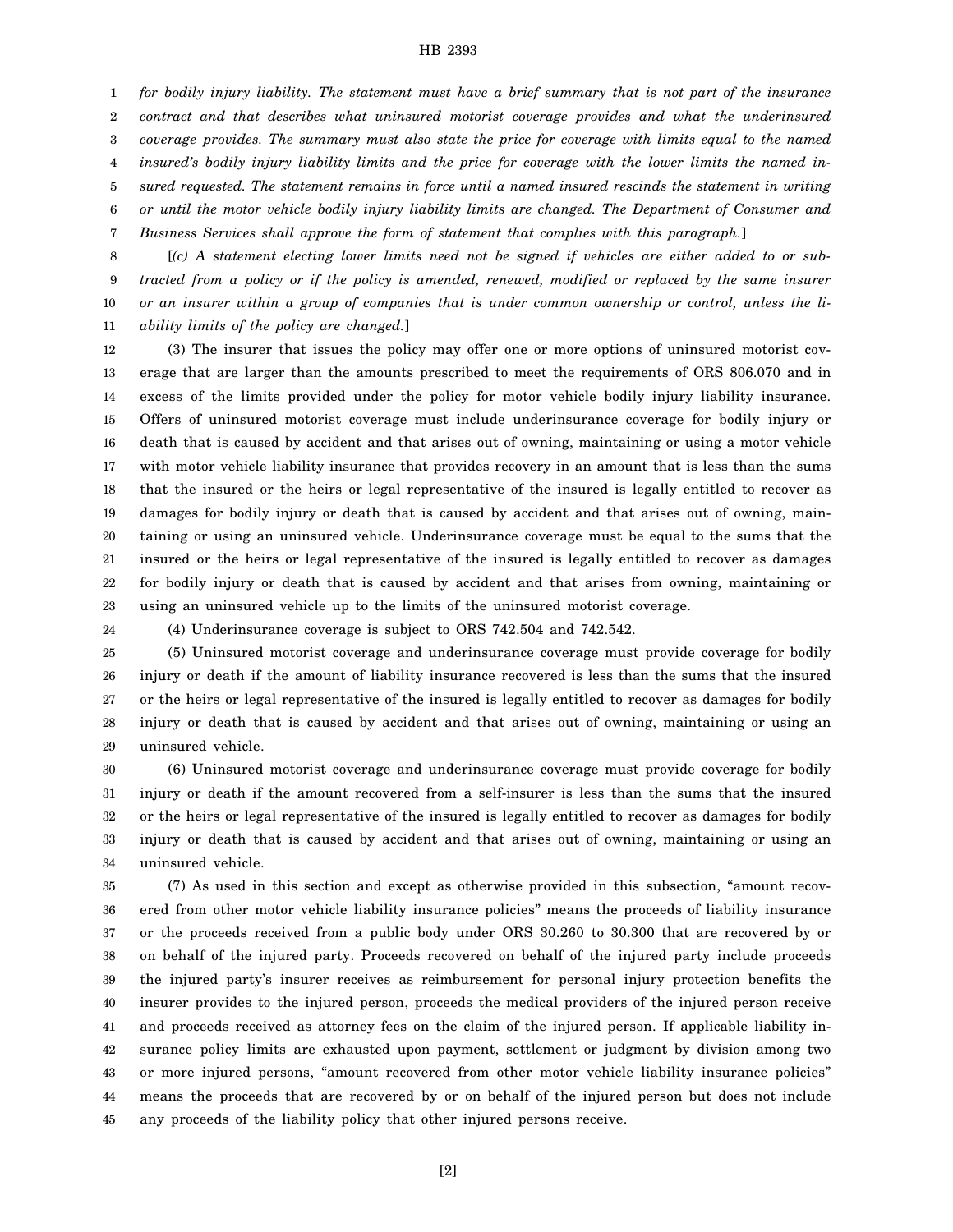*for bodily injury liability. The statement must have a brief summary that is not part of the insurance contract and that describes what uninsured motorist coverage provides and what the underinsured coverage provides. The summary must also state the price for coverage with limits equal to the named insured's bodily injury liability limits and the price for coverage with the lower limits the named insured requested. The statement remains in force until a named insured rescinds the statement in writing or until the motor vehicle bodily injury liability limits are changed. The Department of Consumer and Business Services shall approve the form of statement that complies with this paragraph.*]

[*(c) A statement electing lower limits need not be signed if vehicles are either added to or subtracted from a policy or if the policy is amended, renewed, modified or replaced by the same insurer or an insurer within a group of companies that is under common ownership or control, unless the liability limits of the policy are changed.*]

(3) The insurer that issues the policy may offer one or more options of uninsured motorist coverage that are larger than the amounts prescribed to meet the requirements of ORS 806.070 and in excess of the limits provided under the policy for motor vehicle bodily injury liability insurance. Offers of uninsured motorist coverage must include underinsurance coverage for bodily injury or death that is caused by accident and that arises out of owning, maintaining or using a motor vehicle with motor vehicle liability insurance that provides recovery in an amount that is less than the sums that the insured or the heirs or legal representative of the insured is legally entitled to recover as damages for bodily injury or death that is caused by accident and that arises out of owning, maintaining or using an uninsured vehicle. Underinsurance coverage must be equal to the sums that the insured or the heirs or legal representative of the insured is legally entitled to recover as damages for bodily injury or death that is caused by accident and that arises from owning, maintaining or using an uninsured vehicle up to the limits of the uninsured motorist coverage.

(4) Underinsurance coverage is subject to ORS 742.504 and 742.542.

(5) Uninsured motorist coverage and underinsurance coverage must provide coverage for bodily injury or death if the amount of liability insurance recovered is less than the sums that the insured or the heirs or legal representative of the insured is legally entitled to recover as damages for bodily injury or death that is caused by accident and that arises out of owning, maintaining or using an uninsured vehicle.

(6) Uninsured motorist coverage and underinsurance coverage must provide coverage for bodily injury or death if the amount recovered from a self-insurer is less than the sums that the insured or the heirs or legal representative of the insured is legally entitled to recover as damages for bodily injury or death that is caused by accident and that arises out of owning, maintaining or using an uninsured vehicle.

(7) As used in this section and except as otherwise provided in this subsection, "amount recovered from other motor vehicle liability insurance policies" means the proceeds of liability insurance or the proceeds received from a public body under ORS 30.260 to 30.300 that are recovered by or on behalf of the injured party. Proceeds recovered on behalf of the injured party include proceeds the injured party's insurer receives as reimbursement for personal injury protection benefits the insurer provides to the injured person, proceeds the medical providers of the injured person receive and proceeds received as attorney fees on the claim of the injured person. If applicable liability insurance policy limits are exhausted upon payment, settlement or judgment by division among two or more injured persons, "amount recovered from other motor vehicle liability insurance policies" means the proceeds that are recovered by or on behalf of the injured person but does not include any proceeds of the liability policy that other injured persons receive.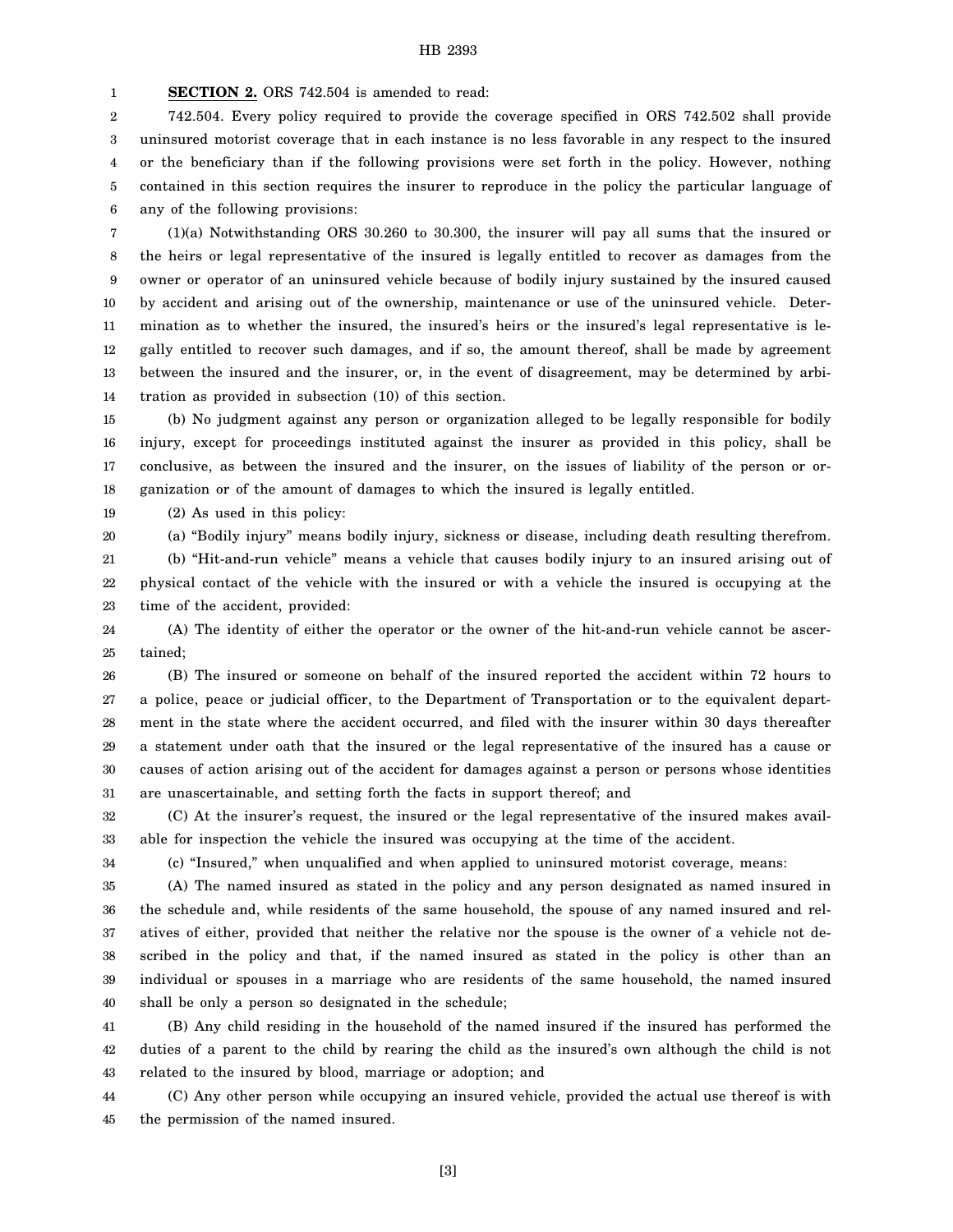**SECTION 2.** ORS 742.504 is amended to read:

742.504. Every policy required to provide the coverage specified in ORS 742.502 shall provide uninsured motorist coverage that in each instance is no less favorable in any respect to the insured or the beneficiary than if the following provisions were set forth in the policy. However, nothing contained in this section requires the insurer to reproduce in the policy the particular language of any of the following provisions:

(1)(a) Notwithstanding ORS 30.260 to 30.300, the insurer will pay all sums that the insured or the heirs or legal representative of the insured is legally entitled to recover as damages from the owner or operator of an uninsured vehicle because of bodily injury sustained by the insured caused by accident and arising out of the ownership, maintenance or use of the uninsured vehicle. Determination as to whether the insured, the insured's heirs or the insured's legal representative is legally entitled to recover such damages, and if so, the amount thereof, shall be made by agreement between the insured and the insurer, or, in the event of disagreement, may be determined by arbitration as provided in subsection (10) of this section.

(b) No judgment against any person or organization alleged to be legally responsible for bodily injury, except for proceedings instituted against the insurer as provided in this policy, shall be conclusive, as between the insured and the insurer, on the issues of liability of the person or organization or of the amount of damages to which the insured is legally entitled.

(2) As used in this policy:

(a) "Bodily injury" means bodily injury, sickness or disease, including death resulting therefrom.

(b) "Hit-and-run vehicle" means a vehicle that causes bodily injury to an insured arising out of physical contact of the vehicle with the insured or with a vehicle the insured is occupying at the time of the accident, provided:

(A) The identity of either the operator or the owner of the hit-and-run vehicle cannot be ascertained;

(B) The insured or someone on behalf of the insured reported the accident within 72 hours to a police, peace or judicial officer, to the Department of Transportation or to the equivalent department in the state where the accident occurred, and filed with the insurer within 30 days thereafter a statement under oath that the insured or the legal representative of the insured has a cause or causes of action arising out of the accident for damages against a person or persons whose identities are unascertainable, and setting forth the facts in support thereof; and

(C) At the insurer's request, the insured or the legal representative of the insured makes available for inspection the vehicle the insured was occupying at the time of the accident.

(c) "Insured," when unqualified and when applied to uninsured motorist coverage, means:

(A) The named insured as stated in the policy and any person designated as named insured in the schedule and, while residents of the same household, the spouse of any named insured and relatives of either, provided that neither the relative nor the spouse is the owner of a vehicle not described in the policy and that, if the named insured as stated in the policy is other than an individual or spouses in a marriage who are residents of the same household, the named insured shall be only a person so designated in the schedule;

(B) Any child residing in the household of the named insured if the insured has performed the duties of a parent to the child by rearing the child as the insured's own although the child is not related to the insured by blood, marriage or adoption; and

(C) Any other person while occupying an insured vehicle, provided the actual use thereof is with the permission of the named insured.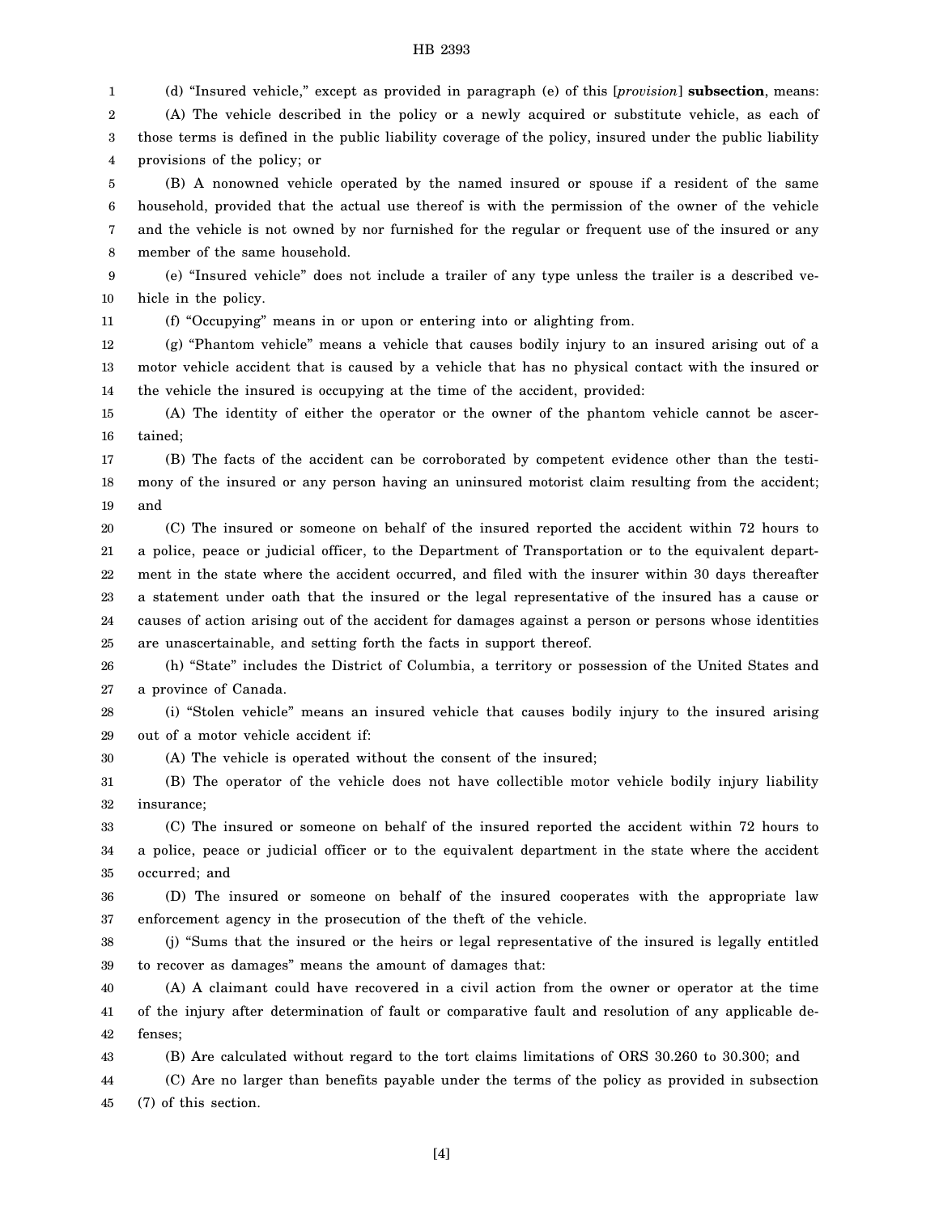(d) "Insured vehicle," except as provided in paragraph (e) of this [*provision*] **subsection**, means:

(A) The vehicle described in the policy or a newly acquired or substitute vehicle, as each of those terms is defined in the public liability coverage of the policy, insured under the public liability provisions of the policy; or

(B) A nonowned vehicle operated by the named insured or spouse if a resident of the same household, provided that the actual use thereof is with the permission of the owner of the vehicle and the vehicle is not owned by nor furnished for the regular or frequent use of the insured or any member of the same household.

(e) "Insured vehicle" does not include a trailer of any type unless the trailer is a described vehicle in the policy.

(f) "Occupying" means in or upon or entering into or alighting from.

(g) "Phantom vehicle" means a vehicle that causes bodily injury to an insured arising out of a motor vehicle accident that is caused by a vehicle that has no physical contact with the insured or the vehicle the insured is occupying at the time of the accident, provided:

(A) The identity of either the operator or the owner of the phantom vehicle cannot be ascertained;

(B) The facts of the accident can be corroborated by competent evidence other than the testimony of the insured or any person having an uninsured motorist claim resulting from the accident; and

(C) The insured or someone on behalf of the insured reported the accident within 72 hours to a police, peace or judicial officer, to the Department of Transportation or to the equivalent department in the state where the accident occurred, and filed with the insurer within 30 days thereafter a statement under oath that the insured or the legal representative of the insured has a cause or causes of action arising out of the accident for damages against a person or persons whose identities are unascertainable, and setting forth the facts in support thereof.

(h) "State" includes the District of Columbia, a territory or possession of the United States and a province of Canada.

(i) "Stolen vehicle" means an insured vehicle that causes bodily injury to the insured arising out of a motor vehicle accident if:

(A) The vehicle is operated without the consent of the insured;

(B) The operator of the vehicle does not have collectible motor vehicle bodily injury liability insurance;

(C) The insured or someone on behalf of the insured reported the accident within 72 hours to a police, peace or judicial officer or to the equivalent department in the state where the accident occurred; and

(D) The insured or someone on behalf of the insured cooperates with the appropriate law enforcement agency in the prosecution of the theft of the vehicle.

(j) "Sums that the insured or the heirs or legal representative of the insured is legally entitled to recover as damages" means the amount of damages that:

(A) A claimant could have recovered in a civil action from the owner or operator at the time of the injury after determination of fault or comparative fault and resolution of any applicable defenses;

(B) Are calculated without regard to the tort claims limitations of ORS 30.260 to 30.300; and

(C) Are no larger than benefits payable under the terms of the policy as provided in subsection (7) of this section.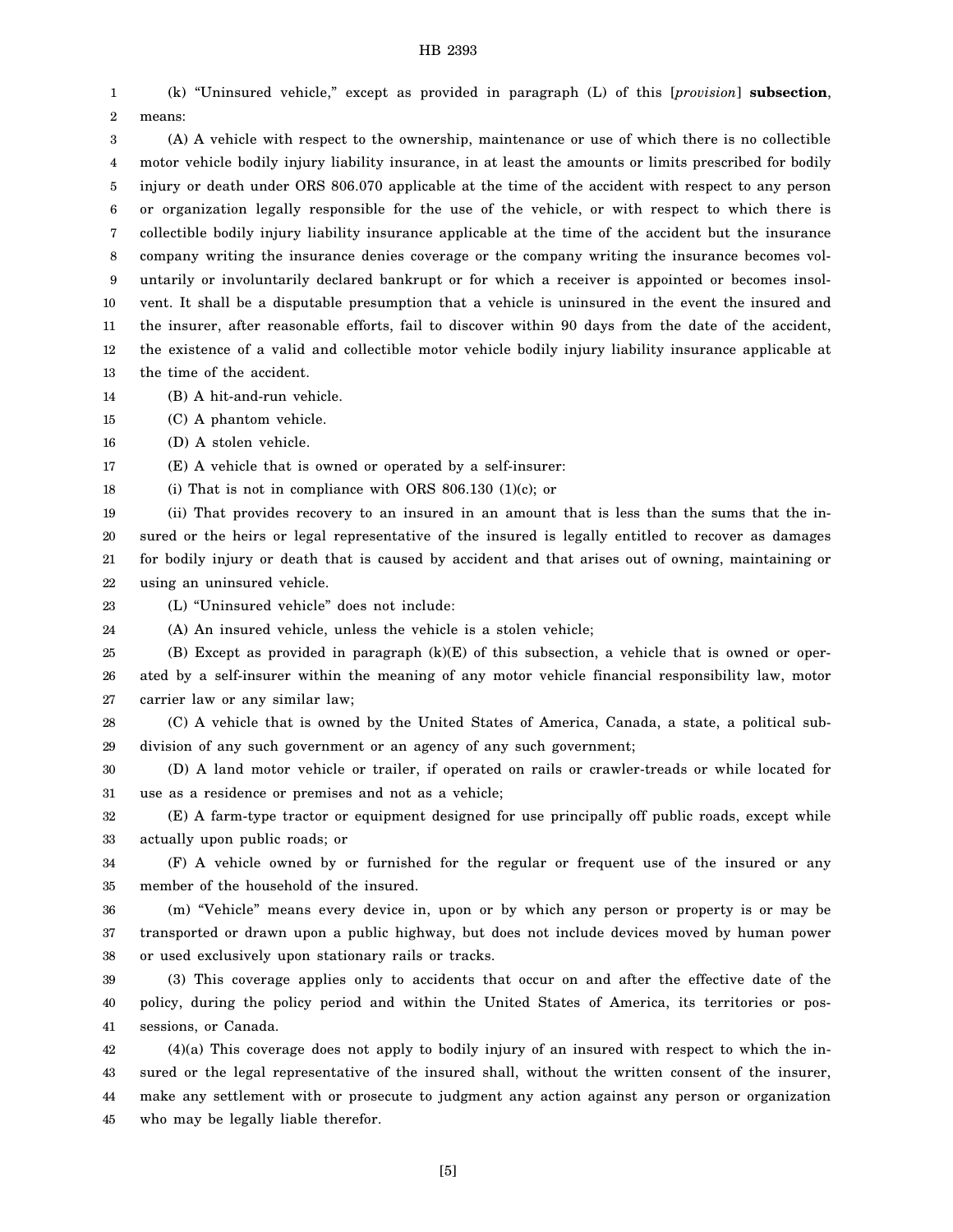(k) "Uninsured vehicle," except as provided in paragraph (L) of this [*provision*] **subsection**, means:

(A) A vehicle with respect to the ownership, maintenance or use of which there is no collectible motor vehicle bodily injury liability insurance, in at least the amounts or limits prescribed for bodily injury or death under ORS 806.070 applicable at the time of the accident with respect to any person or organization legally responsible for the use of the vehicle, or with respect to which there is collectible bodily injury liability insurance applicable at the time of the accident but the insurance company writing the insurance denies coverage or the company writing the insurance becomes voluntarily or involuntarily declared bankrupt or for which a receiver is appointed or becomes insolvent. It shall be a disputable presumption that a vehicle is uninsured in the event the insured and the insurer, after reasonable efforts, fail to discover within 90 days from the date of the accident, the existence of a valid and collectible motor vehicle bodily injury liability insurance applicable at the time of the accident.

(B) A hit-and-run vehicle.

(C) A phantom vehicle.

(D) A stolen vehicle.

(E) A vehicle that is owned or operated by a self-insurer:

(i) That is not in compliance with ORS 806.130 (1)(c); or

(ii) That provides recovery to an insured in an amount that is less than the sums that the insured or the heirs or legal representative of the insured is legally entitled to recover as damages for bodily injury or death that is caused by accident and that arises out of owning, maintaining or using an uninsured vehicle.

(L) "Uninsured vehicle" does not include:

(A) An insured vehicle, unless the vehicle is a stolen vehicle;

(B) Except as provided in paragraph (k)(E) of this subsection, a vehicle that is owned or operated by a self-insurer within the meaning of any motor vehicle financial responsibility law, motor carrier law or any similar law;

(C) A vehicle that is owned by the United States of America, Canada, a state, a political subdivision of any such government or an agency of any such government;

(D) A land motor vehicle or trailer, if operated on rails or crawler-treads or while located for use as a residence or premises and not as a vehicle;

(E) A farm-type tractor or equipment designed for use principally off public roads, except while actually upon public roads; or

(F) A vehicle owned by or furnished for the regular or frequent use of the insured or any member of the household of the insured.

(m) "Vehicle" means every device in, upon or by which any person or property is or may be transported or drawn upon a public highway, but does not include devices moved by human power or used exclusively upon stationary rails or tracks.

(3) This coverage applies only to accidents that occur on and after the effective date of the policy, during the policy period and within the United States of America, its territories or possessions, or Canada.

(4)(a) This coverage does not apply to bodily injury of an insured with respect to which the insured or the legal representative of the insured shall, without the written consent of the insurer, make any settlement with or prosecute to judgment any action against any person or organization who may be legally liable therefor.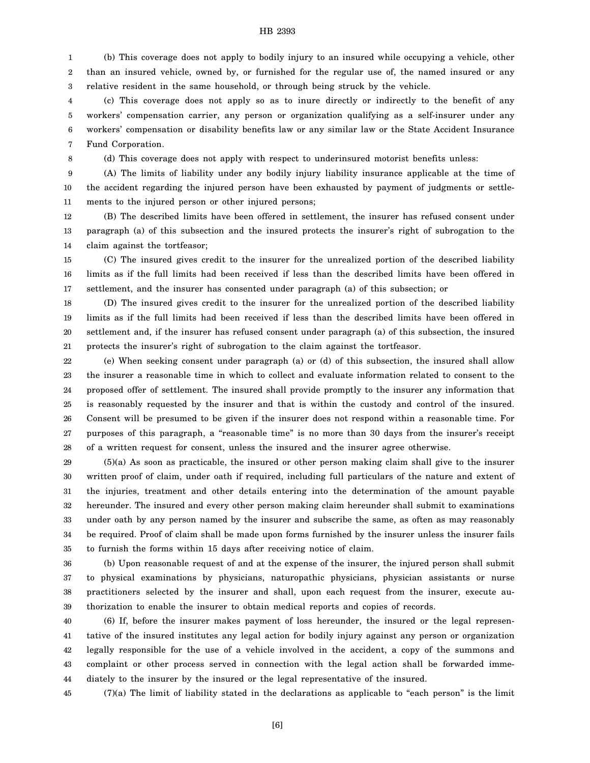(b) This coverage does not apply to bodily injury to an insured while occupying a vehicle, other than an insured vehicle, owned by, or furnished for the regular use of, the named insured or any relative resident in the same household, or through being struck by the vehicle.

(c) This coverage does not apply so as to inure directly or indirectly to the benefit of any workers' compensation carrier, any person or organization qualifying as a self-insurer under any workers' compensation or disability benefits law or any similar law or the State Accident Insurance Fund Corporation.

(d) This coverage does not apply with respect to underinsured motorist benefits unless:

(A) The limits of liability under any bodily injury liability insurance applicable at the time of the accident regarding the injured person have been exhausted by payment of judgments or settlements to the injured person or other injured persons;

(B) The described limits have been offered in settlement, the insurer has refused consent under paragraph (a) of this subsection and the insured protects the insurer's right of subrogation to the claim against the tortfeasor;

(C) The insured gives credit to the insurer for the unrealized portion of the described liability limits as if the full limits had been received if less than the described limits have been offered in settlement, and the insurer has consented under paragraph (a) of this subsection; or

(D) The insured gives credit to the insurer for the unrealized portion of the described liability limits as if the full limits had been received if less than the described limits have been offered in settlement and, if the insurer has refused consent under paragraph (a) of this subsection, the insured protects the insurer's right of subrogation to the claim against the tortfeasor.

(e) When seeking consent under paragraph (a) or (d) of this subsection, the insured shall allow the insurer a reasonable time in which to collect and evaluate information related to consent to the proposed offer of settlement. The insured shall provide promptly to the insurer any information that is reasonably requested by the insurer and that is within the custody and control of the insured. Consent will be presumed to be given if the insurer does not respond within a reasonable time. For purposes of this paragraph, a "reasonable time" is no more than 30 days from the insurer's receipt of a written request for consent, unless the insured and the insurer agree otherwise.

(5)(a) As soon as practicable, the insured or other person making claim shall give to the insurer written proof of claim, under oath if required, including full particulars of the nature and extent of the injuries, treatment and other details entering into the determination of the amount payable hereunder. The insured and every other person making claim hereunder shall submit to examinations under oath by any person named by the insurer and subscribe the same, as often as may reasonably be required. Proof of claim shall be made upon forms furnished by the insurer unless the insurer fails to furnish the forms within 15 days after receiving notice of claim.

(b) Upon reasonable request of and at the expense of the insurer, the injured person shall submit to physical examinations by physicians, naturopathic physicians, physician assistants or nurse practitioners selected by the insurer and shall, upon each request from the insurer, execute authorization to enable the insurer to obtain medical reports and copies of records.

(6) If, before the insurer makes payment of loss hereunder, the insured or the legal representative of the insured institutes any legal action for bodily injury against any person or organization legally responsible for the use of a vehicle involved in the accident, a copy of the summons and complaint or other process served in connection with the legal action shall be forwarded immediately to the insurer by the insured or the legal representative of the insured.

(7)(a) The limit of liability stated in the declarations as applicable to "each person" is the limit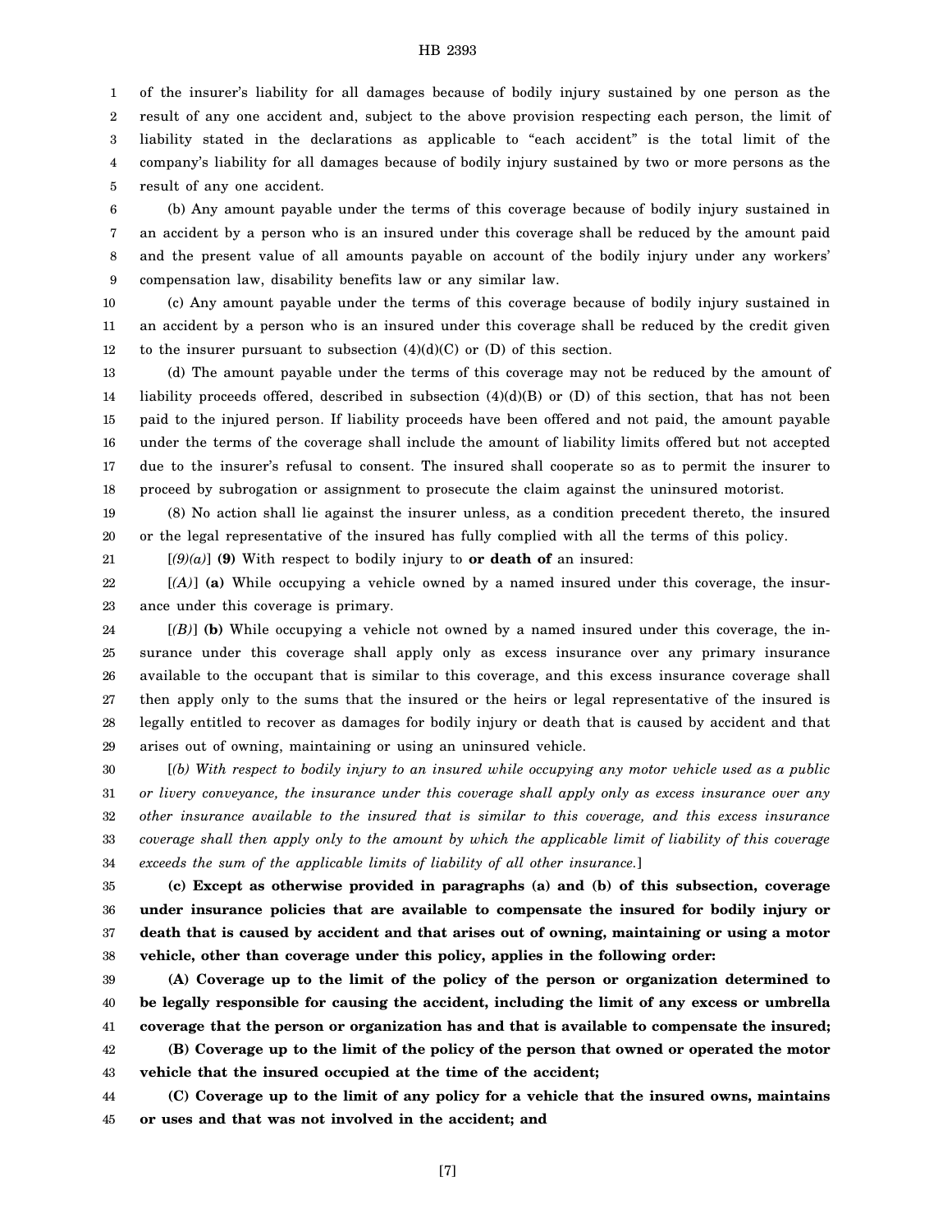of the insurer's liability for all damages because of bodily injury sustained by one person as the result of any one accident and, subject to the above provision respecting each person, the limit of liability stated in the declarations as applicable to "each accident" is the total limit of the company's liability for all damages because of bodily injury sustained by two or more persons as the result of any one accident.

(b) Any amount payable under the terms of this coverage because of bodily injury sustained in an accident by a person who is an insured under this coverage shall be reduced by the amount paid and the present value of all amounts payable on account of the bodily injury under any workers' compensation law, disability benefits law or any similar law.

(c) Any amount payable under the terms of this coverage because of bodily injury sustained in an accident by a person who is an insured under this coverage shall be reduced by the credit given to the insurer pursuant to subsection (4)(d)(C) or (D) of this section.

(d) The amount payable under the terms of this coverage may not be reduced by the amount of liability proceeds offered, described in subsection (4)(d)(B) or (D) of this section, that has not been paid to the injured person. If liability proceeds have been offered and not paid, the amount payable under the terms of the coverage shall include the amount of liability limits offered but not accepted due to the insurer's refusal to consent. The insured shall cooperate so as to permit the insurer to proceed by subrogation or assignment to prosecute the claim against the uninsured motorist.

(8) No action shall lie against the insurer unless, as a condition precedent thereto, the insured or the legal representative of the insured has fully complied with all the terms of this policy.

[*(9)(a)*] **(9)** With respect to bodily injury to **or death of** an insured:

[*(A)*] **(a)** While occupying a vehicle owned by a named insured under this coverage, the insurance under this coverage is primary.

[*(B)*] **(b)** While occupying a vehicle not owned by a named insured under this coverage, the insurance under this coverage shall apply only as excess insurance over any primary insurance available to the occupant that is similar to this coverage, and this excess insurance coverage shall then apply only to the sums that the insured or the heirs or legal representative of the insured is legally entitled to recover as damages for bodily injury or death that is caused by accident and that arises out of owning, maintaining or using an uninsured vehicle.

[*(b) With respect to bodily injury to an insured while occupying any motor vehicle used as a public or livery conveyance, the insurance under this coverage shall apply only as excess insurance over any other insurance available to the insured that is similar to this coverage, and this excess insurance coverage shall then apply only to the amount by which the applicable limit of liability of this coverage exceeds the sum of the applicable limits of liability of all other insurance.*]

**(c) Except as otherwise provided in paragraphs (a) and (b) of this subsection, coverage under insurance policies that are available to compensate the insured for bodily injury or death that is caused by accident and that arises out of owning, maintaining or using a motor vehicle, other than coverage under this policy, applies in the following order:**

**(A) Coverage up to the limit of the policy of the person or organization determined to be legally responsible for causing the accident, including the limit of any excess or umbrella coverage that the person or organization has and that is available to compensate the insured;**

**(B) Coverage up to the limit of the policy of the person that owned or operated the motor vehicle that the insured occupied at the time of the accident;**

**(C) Coverage up to the limit of any policy for a vehicle that the insured owns, maintains or uses and that was not involved in the accident; and**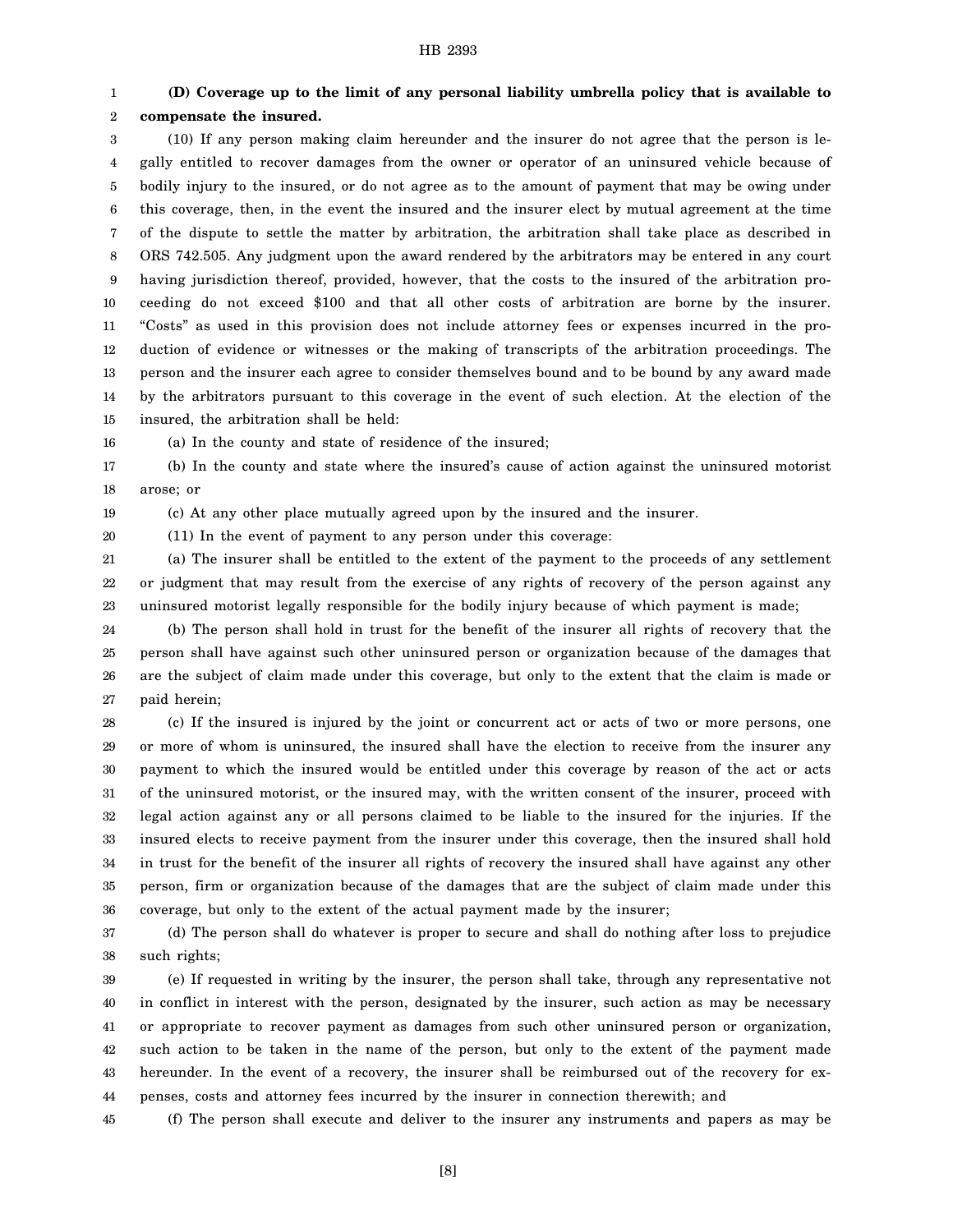**(D) Coverage up to the limit of any personal liability umbrella policy that is available to compensate the insured.**

(10) If any person making claim hereunder and the insurer do not agree that the person is legally entitled to recover damages from the owner or operator of an uninsured vehicle because of bodily injury to the insured, or do not agree as to the amount of payment that may be owing under this coverage, then, in the event the insured and the insurer elect by mutual agreement at the time of the dispute to settle the matter by arbitration, the arbitration shall take place as described in ORS 742.505. Any judgment upon the award rendered by the arbitrators may be entered in any court having jurisdiction thereof, provided, however, that the costs to the insured of the arbitration proceeding do not exceed $100 and that all other costs of arbitration are borne by the insurer. "Costs" as used in this provision does not include attorney fees or expenses incurred in the production of evidence or witnesses or the making of transcripts of the arbitration proceedings. The person and the insurer each agree to consider themselves bound and to be bound by any award made by the arbitrators pursuant to this coverage in the event of such election. At the election of the insured, the arbitration shall be held:

(a) In the county and state of residence of the insured;

(b) In the county and state where the insured's cause of action against the uninsured motorist arose; or

(c) At any other place mutually agreed upon by the insured and the insurer.

(11) In the event of payment to any person under this coverage:

(a) The insurer shall be entitled to the extent of the payment to the proceeds of any settlement or judgment that may result from the exercise of any rights of recovery of the person against any uninsured motorist legally responsible for the bodily injury because of which payment is made;

(b) The person shall hold in trust for the benefit of the insurer all rights of recovery that the person shall have against such other uninsured person or organization because of the damages that are the subject of claim made under this coverage, but only to the extent that the claim is made or paid herein;

(c) If the insured is injured by the joint or concurrent act or acts of two or more persons, one or more of whom is uninsured, the insured shall have the election to receive from the insurer any payment to which the insured would be entitled under this coverage by reason of the act or acts of the uninsured motorist, or the insured may, with the written consent of the insurer, proceed with legal action against any or all persons claimed to be liable to the insured for the injuries. If the insured elects to receive payment from the insurer under this coverage, then the insured shall hold in trust for the benefit of the insurer all rights of recovery the insured shall have against any other person, firm or organization because of the damages that are the subject of claim made under this coverage, but only to the extent of the actual payment made by the insurer;

(d) The person shall do whatever is proper to secure and shall do nothing after loss to prejudice such rights;

(e) If requested in writing by the insurer, the person shall take, through any representative not in conflict in interest with the person, designated by the insurer, such action as may be necessary or appropriate to recover payment as damages from such other uninsured person or organization, such action to be taken in the name of the person, but only to the extent of the payment made hereunder. In the event of a recovery, the insurer shall be reimbursed out of the recovery for expenses, costs and attorney fees incurred by the insurer in connection therewith; and

(f) The person shall execute and deliver to the insurer any instruments and papers as may be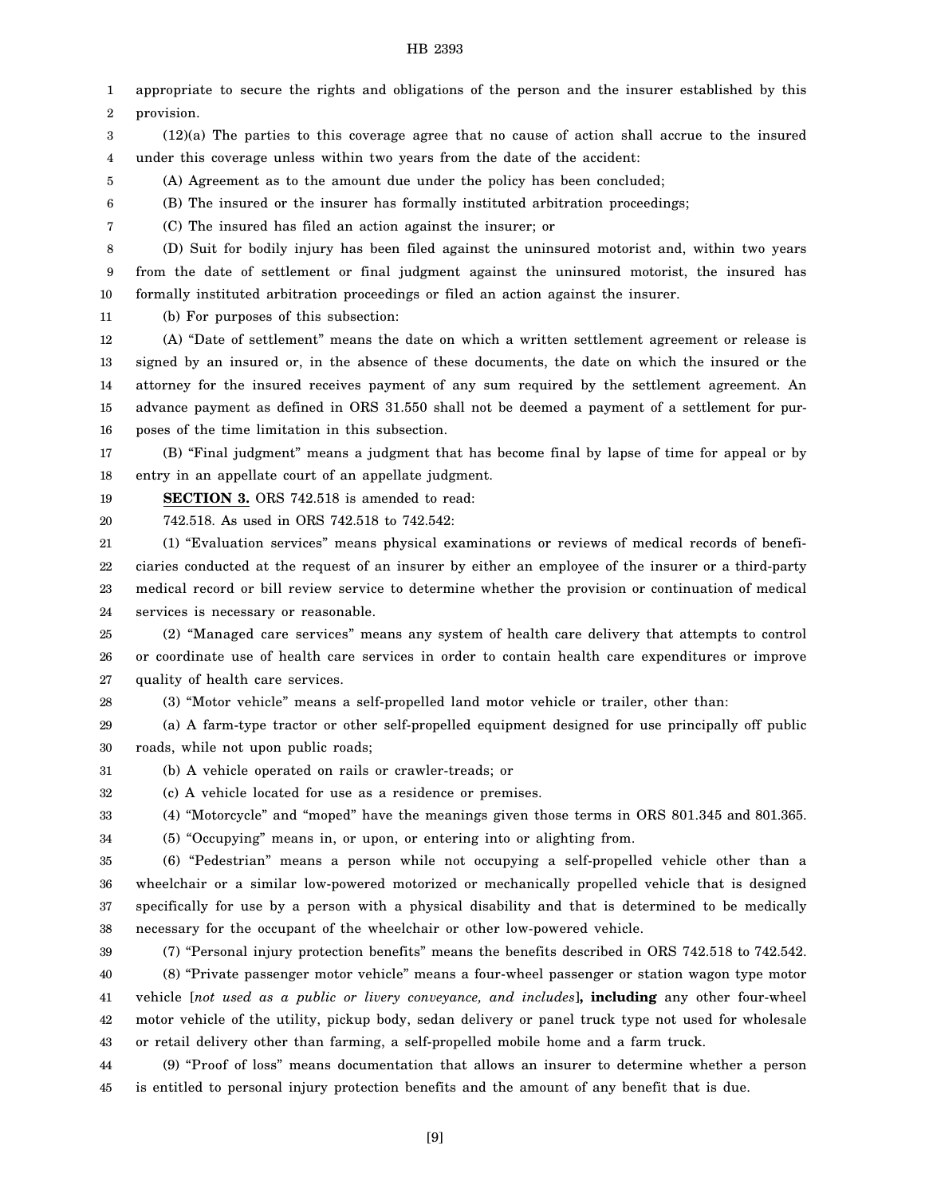appropriate to secure the rights and obligations of the person and the insurer established by this provision.

(12)(a) The parties to this coverage agree that no cause of action shall accrue to the insured under this coverage unless within two years from the date of the accident:

(A) Agreement as to the amount due under the policy has been concluded;

(B) The insured or the insurer has formally instituted arbitration proceedings;

(C) The insured has filed an action against the insurer; or

(D) Suit for bodily injury has been filed against the uninsured motorist and, within two years from the date of settlement or final judgment against the uninsured motorist, the insured has formally instituted arbitration proceedings or filed an action against the insurer.

(b) For purposes of this subsection:

(A) "Date of settlement" means the date on which a written settlement agreement or release is signed by an insured or, in the absence of these documents, the date on which the insured or the attorney for the insured receives payment of any sum required by the settlement agreement. An advance payment as defined in ORS 31.550 shall not be deemed a payment of a settlement for purposes of the time limitation in this subsection.

(B) "Final judgment" means a judgment that has become final by lapse of time for appeal or by entry in an appellate court of an appellate judgment.

**SECTION 3.** ORS 742.518 is amended to read:

742.518. As used in ORS 742.518 to 742.542:

(1) "Evaluation services" means physical examinations or reviews of medical records of beneficiaries conducted at the request of an insurer by either an employee of the insurer or a third-party medical record or bill review service to determine whether the provision or continuation of medical services is necessary or reasonable.

(2) "Managed care services" means any system of health care delivery that attempts to control or coordinate use of health care services in order to contain health care expenditures or improve quality of health care services.

(3) "Motor vehicle" means a self-propelled land motor vehicle or trailer, other than:

(a) A farm-type tractor or other self-propelled equipment designed for use principally off public roads, while not upon public roads;

(b) A vehicle operated on rails or crawler-treads; or

(c) A vehicle located for use as a residence or premises.

(4) "Motorcycle" and "moped" have the meanings given those terms in ORS 801.345 and 801.365.

(5) "Occupying" means in, or upon, or entering into or alighting from.

(6) "Pedestrian" means a person while not occupying a self-propelled vehicle other than a wheelchair or a similar low-powered motorized or mechanically propelled vehicle that is designed specifically for use by a person with a physical disability and that is determined to be medically necessary for the occupant of the wheelchair or other low-powered vehicle.

(7) "Personal injury protection benefits" means the benefits described in ORS 742.518 to 742.542.

(8) "Private passenger motor vehicle" means a four-wheel passenger or station wagon type motor vehicle [*not used as a public or livery conveyance, and includes*]**, including** any other four-wheel motor vehicle of the utility, pickup body, sedan delivery or panel truck type not used for wholesale or retail delivery other than farming, a self-propelled mobile home and a farm truck.

(9) "Proof of loss" means documentation that allows an insurer to determine whether a person is entitled to personal injury protection benefits and the amount of any benefit that is due.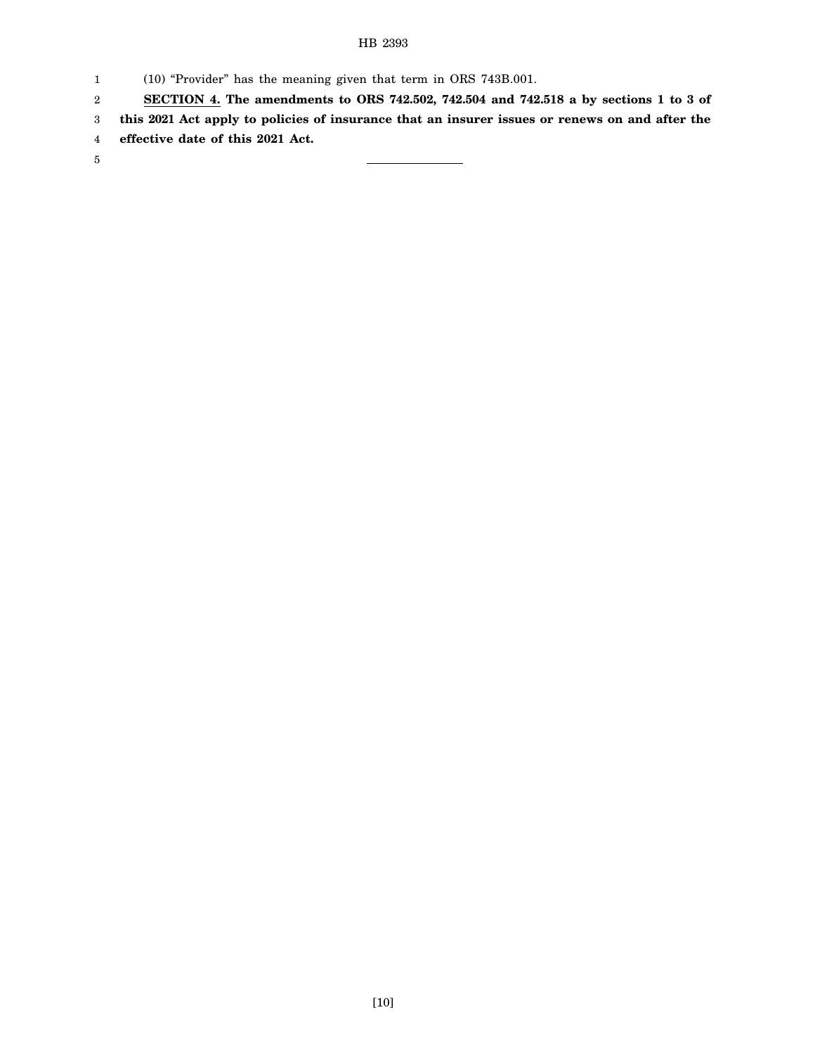(10) "Provider" has the meaning given that term in ORS 743B.001.

**SECTION 4. The amendments to ORS 742.502, 742.504 and 742.518 a by sections 1 to 3 of this 2021 Act apply to policies of insurance that an insurer issues or renews on and after the effective date of this 2021 Act.**